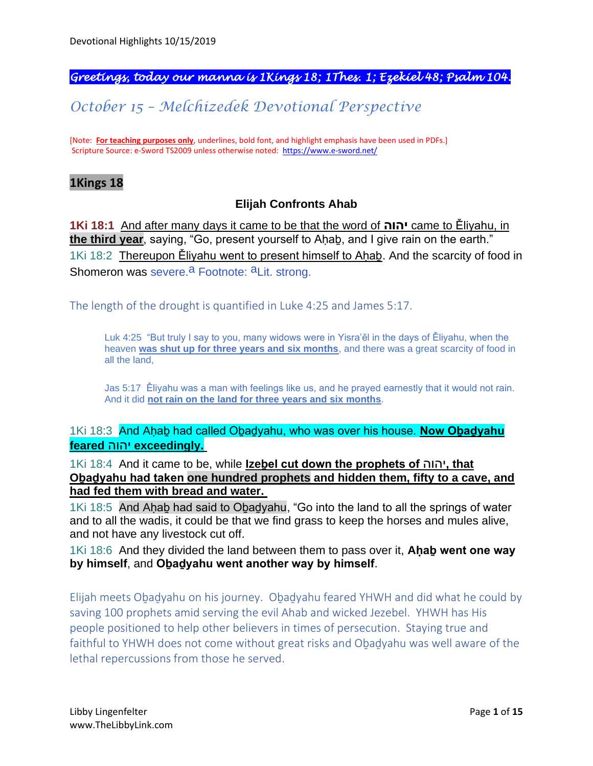*Greetings, today our manna is 1Kings 18; 1Thes. 1; Ezekiel 48; Psalm 104.*

# *October 15 – Melchizedek Devotional Perspective*

[Note: **For teaching purposes only**, underlines, bold font, and highlight emphasis have been used in PDFs.]
Scripture Source: e-Sword TS2009 unless otherwise noted: https://www.e-sword.net/

## 1Kings 18

### Elijah Confronts Ahab

**1Ki 18:1** And after many days it came to be that the word of **יהוה** came to Ěliyahu, in **the third year**, saying, "Go, present yourself to Aḥaḇ, and I give rain on the earth."
1Ki 18:2 Thereupon Ěliyahu went to present himself to Aḥaḇ. And the scarcity of food in Shomeron was severe.[a] Footnote: [a]Lit. strong.

The length of the drought is quantified in Luke 4:25 and James 5:17.

> Luk 4:25 "But truly I say to you, many widows were in Yisra'ěl in the days of Ěliyahu, when the heaven **was shut up for three years and six months**, and there was a great scarcity of food in all the land,
>
> Jas 5:17 Ěliyahu was a man with feelings like us, and he prayed earnestly that it would not rain. And it did **not rain on the land for three years and six months**.

1Ki 18:3 And Aḥaḇ had called Oḇaḏyahu, who was over his house. **Now Oḇaḏyahu feared יהוה exceedingly.**

1Ki 18:4 And it came to be, while **Izeḇel cut down the prophets of יהוה, that Oḇaḏyahu had taken one hundred prophets and hidden them, fifty to a cave, and had fed them with bread and water.**

1Ki 18:5 And Aḥaḇ had said to Oḇaḏyahu, "Go into the land to all the springs of water and to all the wadis, it could be that we find grass to keep the horses and mules alive, and not have any livestock cut off.

1Ki 18:6 And they divided the land between them to pass over it, **Aḥaḇ went one way by himself**, and **Oḇaḏyahu went another way by himself**.

Elijah meets Oḇaḏyahu on his journey. Oḇaḏyahu feared YHWH and did what he could by saving 100 prophets amid serving the evil Ahab and wicked Jezebel. YHWH has His people positioned to help other believers in times of persecution. Staying true and faithful to YHWH does not come without great risks and Oḇaḏyahu was well aware of the lethal repercussions from those he served.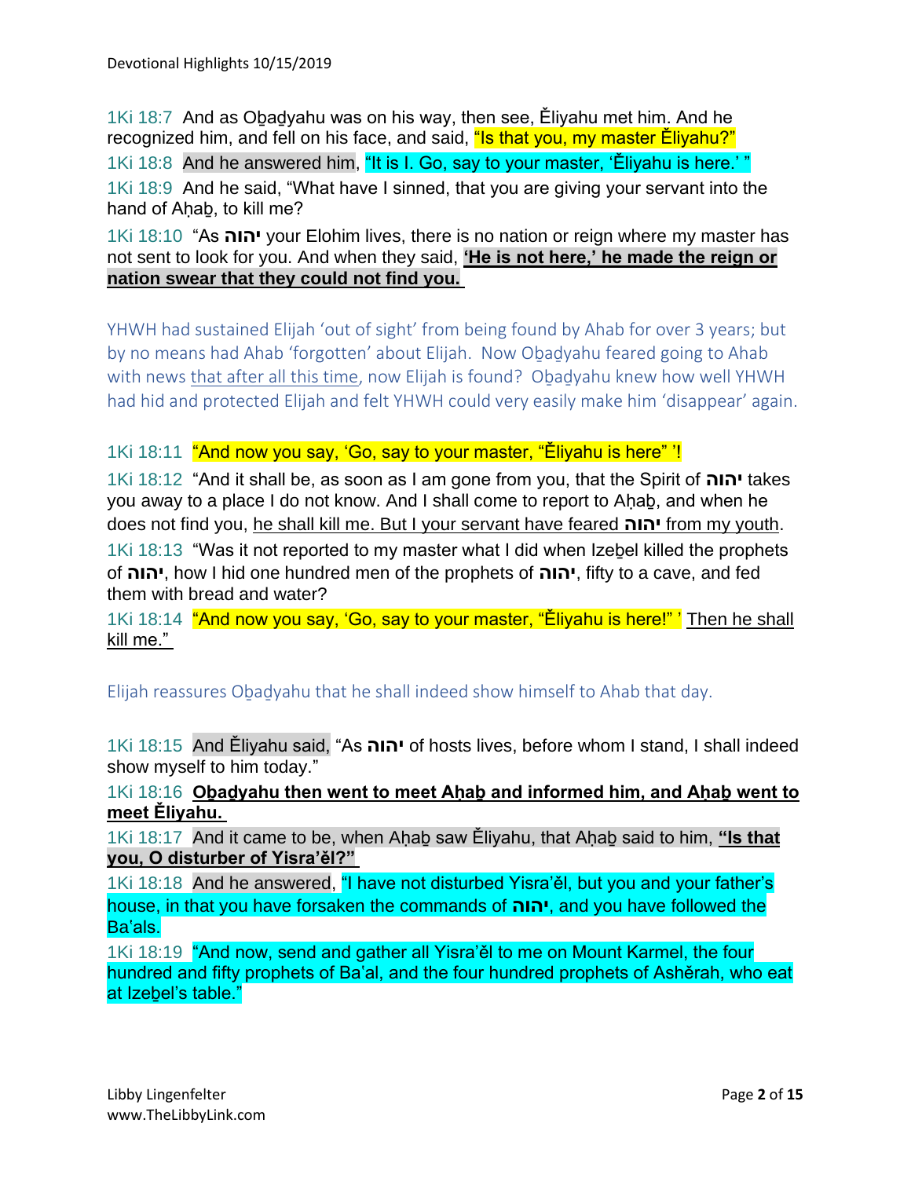1Ki 18:7 And as Oḇaḏyahu was on his way, then see, Ěliyahu met him. And he recognized him, and fell on his face, and said, "Is that you, my master Ěliyahu?"

1Ki 18:8 And he answered him, "It is I. Go, say to your master, 'Ěliyahu is here.' "

1Ki 18:9 And he said, "What have I sinned, that you are giving your servant into the hand of Aḥaḇ, to kill me?

1Ki 18:10 "As יהוה your Elohim lives, there is no nation or reign where my master has not sent to look for you. And when they said, **<u>'He is not here,' he made the reign or nation swear that they could not find you.</u>**

YHWH had sustained Elijah 'out of sight' from being found by Ahab for over 3 years; but by no means had Ahab 'forgotten' about Elijah. Now Oḇaḏyahu feared going to Ahab with news <u>that after all this time</u>, now Elijah is found? Oḇaḏyahu knew how well YHWH had hid and protected Elijah and felt YHWH could very easily make him 'disappear' again.

1Ki 18:11 "And now you say, 'Go, say to your master, "Ěliyahu is here" '!

1Ki 18:12 "And it shall be, as soon as I am gone from you, that the Spirit of יהוה takes you away to a place I do not know. And I shall come to report to Aḥaḇ, and when he does not find you, <u>he shall kill me. But I your servant have feared יהוה from my youth</u>.

1Ki 18:13 "Was it not reported to my master what I did when Izeḇel killed the prophets of יהוה, how I hid one hundred men of the prophets of יהוה, fifty to a cave, and fed them with bread and water?

1Ki 18:14 "And now you say, 'Go, say to your master, "Ěliyahu is here!" ' <u>Then he shall kill me."</u>

Elijah reassures Oḇaḏyahu that he shall indeed show himself to Ahab that day.

1Ki 18:15 And Ěliyahu said, "As יהוה of hosts lives, before whom I stand, I shall indeed show myself to him today."

1Ki 18:16 **<u>Oḇaḏyahu then went to meet Aḥaḇ and informed him, and Aḥaḇ went to meet Ěliyahu.</u>**

1Ki 18:17 And it came to be, when Aḥaḇ saw Ěliyahu, that Aḥaḇ said to him, **<u>"Is that you, O disturber of Yisra'ěl?"</u>**

1Ki 18:18 And he answered, "I have not disturbed Yisra'ěl, but you and your father's house, in that you have forsaken the commands of יהוה, and you have followed the Ba'als.

1Ki 18:19 "And now, send and gather all Yisra'ěl to me on Mount Karmel, the four hundred and fifty prophets of Ba'al, and the four hundred prophets of Ashěrah, who eat at Izeḇel's table."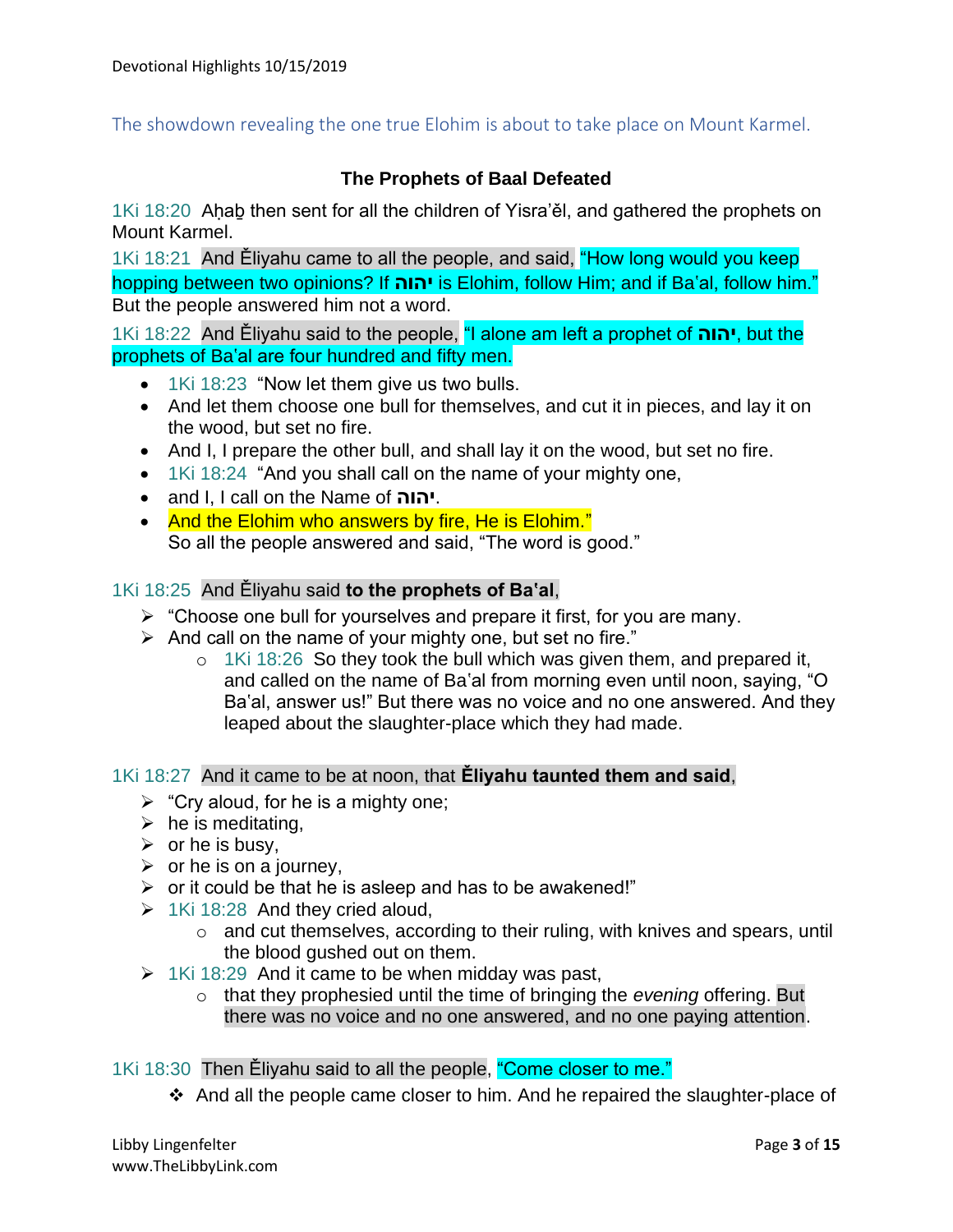The showdown revealing the one true Elohim is about to take place on Mount Karmel.

### The Prophets of Baal Defeated

1Ki 18:20 Aḥaḇ then sent for all the children of Yisra'ěl, and gathered the prophets on Mount Karmel.

1Ki 18:21 And Ěliyahu came to all the people, and said, "How long would you keep hopping between two opinions? If יהוה is Elohim, follow Him; and if Ba'al, follow him." But the people answered him not a word.

1Ki 18:22 And Ěliyahu said to the people, "I alone am left a prophet of יהוה, but the prophets of Ba'al are four hundred and fifty men.

- 1Ki 18:23 "Now let them give us two bulls.
- And let them choose one bull for themselves, and cut it in pieces, and lay it on the wood, but set no fire.
- And I, I prepare the other bull, and shall lay it on the wood, but set no fire.
- 1Ki 18:24 "And you shall call on the name of your mighty one,
- and I, I call on the Name of יהוה.
- And the Elohim who answers by fire, He is Elohim."
  So all the people answered and said, "The word is good."

1Ki 18:25 And Ěliyahu said **to the prophets of Ba'al**,

- "Choose one bull for yourselves and prepare it first, for you are many.
- And call on the name of your mighty one, but set no fire."
  - 1Ki 18:26 So they took the bull which was given them, and prepared it, and called on the name of Ba'al from morning even until noon, saying, "O Ba'al, answer us!" But there was no voice and no one answered. And they leaped about the slaughter-place which they had made.

1Ki 18:27 And it came to be at noon, that **Ěliyahu taunted them and said**,

- "Cry aloud, for he is a mighty one;
- he is meditating,
- or he is busy,
- or he is on a journey,
- or it could be that he is asleep and has to be awakened!"
- 1Ki 18:28 And they cried aloud,
  - and cut themselves, according to their ruling, with knives and spears, until the blood gushed out on them.
- 1Ki 18:29 And it came to be when midday was past,
  - that they prophesied until the time of bringing the *evening* offering. But there was no voice and no one answered, and no one paying attention.

1Ki 18:30 Then Ěliyahu said to all the people, "Come closer to me."

- And all the people came closer to him. And he repaired the slaughter-place of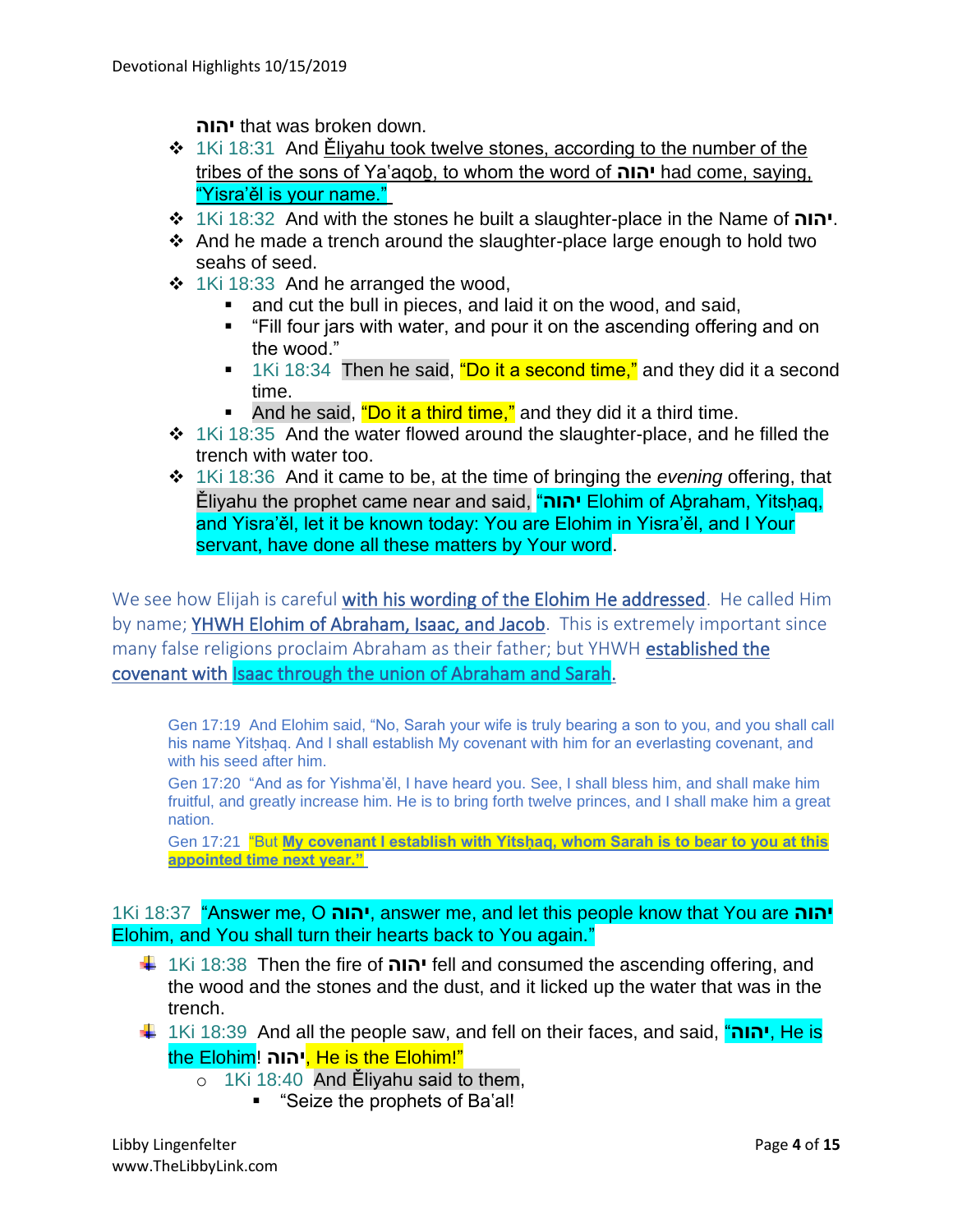יהוה that was broken down.

- 1Ki 18:31 And Ěliyahu took twelve stones, according to the number of the tribes of the sons of Yaʽaqob̄, to whom the word of יהוה had come, saying, "Yisra'ěl is your name."
- 1Ki 18:32 And with the stones he built a slaughter-place in the Name of יהוה.
- And he made a trench around the slaughter-place large enough to hold two seahs of seed.
- 1Ki 18:33 And he arranged the wood,
  - and cut the bull in pieces, and laid it on the wood, and said,
  - "Fill four jars with water, and pour it on the ascending offering and on the wood."
  - 1Ki 18:34 Then he said, "Do it a second time," and they did it a second time.
  - And he said, "Do it a third time," and they did it a third time.
- 1Ki 18:35 And the water flowed around the slaughter-place, and he filled the trench with water too.
- 1Ki 18:36 And it came to be, at the time of bringing the *evening* offering, that Ěliyahu the prophet came near and said, "יהוה Elohim of Aḇraham, Yitsḥaq, and Yisra'ěl, let it be known today: You are Elohim in Yisra'ěl, and I Your servant, have done all these matters by Your word.

We see how Elijah is careful with his wording of the Elohim He addressed. He called Him by name; YHWH Elohim of Abraham, Isaac, and Jacob. This is extremely important since many false religions proclaim Abraham as their father; but YHWH established the covenant with Isaac through the union of Abraham and Sarah.

> Gen 17:19 And Elohim said, "No, Sarah your wife is truly bearing a son to you, and you shall call his name Yitsḥaq. And I shall establish My covenant with him for an everlasting covenant, and with his seed after him.
>
> Gen 17:20 "And as for Yishmaʽěl, I have heard you. See, I shall bless him, and shall make him fruitful, and greatly increase him. He is to bring forth twelve princes, and I shall make him a great nation.
>
> Gen 17:21 "But **My covenant I establish with Yitsḥaq, whom Sarah is to bear to you at this appointed time next year."**

1Ki 18:37 "Answer me, O יהוה, answer me, and let this people know that You are יהוה Elohim, and You shall turn their hearts back to You again."

- 1Ki 18:38 Then the fire of יהוה fell and consumed the ascending offering, and the wood and the stones and the dust, and it licked up the water that was in the trench.
- 1Ki 18:39 And all the people saw, and fell on their faces, and said, "יהוה, He is the Elohim! יהוה, He is the Elohim!"
  - 1Ki 18:40 And Ěliyahu said to them,
    - "Seize the prophets of Baʽal!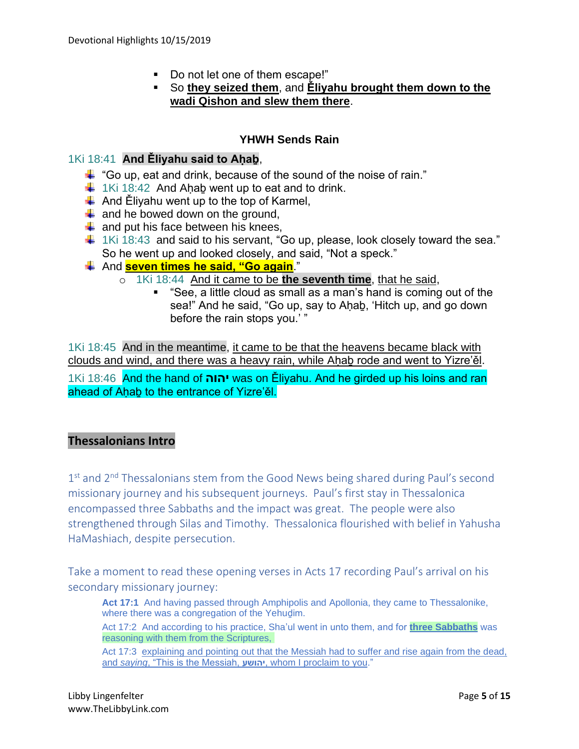- Do not let one of them escape!"
- So **they seized them**, and **Ěliyahu brought them down to the wadi Qishon and slew them there**.

### YHWH Sends Rain

1Ki 18:41 **And Ěliyahu said to Aḥaḇ**,

- "Go up, eat and drink, because of the sound of the noise of rain."
- 1Ki 18:42 And Aḥaḇ went up to eat and to drink.
- And Ěliyahu went up to the top of Karmel,
- and he bowed down on the ground,
- and put his face between his knees,
- 1Ki 18:43 and said to his servant, "Go up, please, look closely toward the sea." So he went up and looked closely, and said, "Not a speck."
- And **seven times he said, "Go again**."
  - 1Ki 18:44 And it came to be **the seventh time**, that he said,
    - "See, a little cloud as small as a man's hand is coming out of the sea!" And he said, "Go up, say to Aḥaḇ, 'Hitch up, and go down before the rain stops you.' "

1Ki 18:45 And in the meantime, it came to be that the heavens became black with clouds and wind, and there was a heavy rain, while Aḥaḇ rode and went to Yizreʽĕl.

1Ki 18:46 And the hand of **יהוה** was on Ěliyahu. And he girded up his loins and ran ahead of Aḥaḇ to the entrance of Yizreʽĕl.

## Thessalonians Intro

1st and 2nd Thessalonians stem from the Good News being shared during Paul's second missionary journey and his subsequent journeys. Paul's first stay in Thessalonica encompassed three Sabbaths and the impact was great. The people were also strengthened through Silas and Timothy. Thessalonica flourished with belief in Yahusha HaMashiach, despite persecution.

Take a moment to read these opening verses in Acts 17 recording Paul's arrival on his secondary missionary journey:

> **Act 17:1** And having passed through Amphipolis and Apollonia, they came to Thessalonike, where there was a congregation of the Yehuḏim.
>
> Act 17:2 And according to his practice, Sha'ul went in unto them, and for **three Sabbaths** was reasoning with them from the Scriptures,
>
> Act 17:3 explaining and pointing out that the Messiah had to suffer and rise again from the dead, and *saying*, "This is the Messiah, **יהושע**, whom I proclaim to you."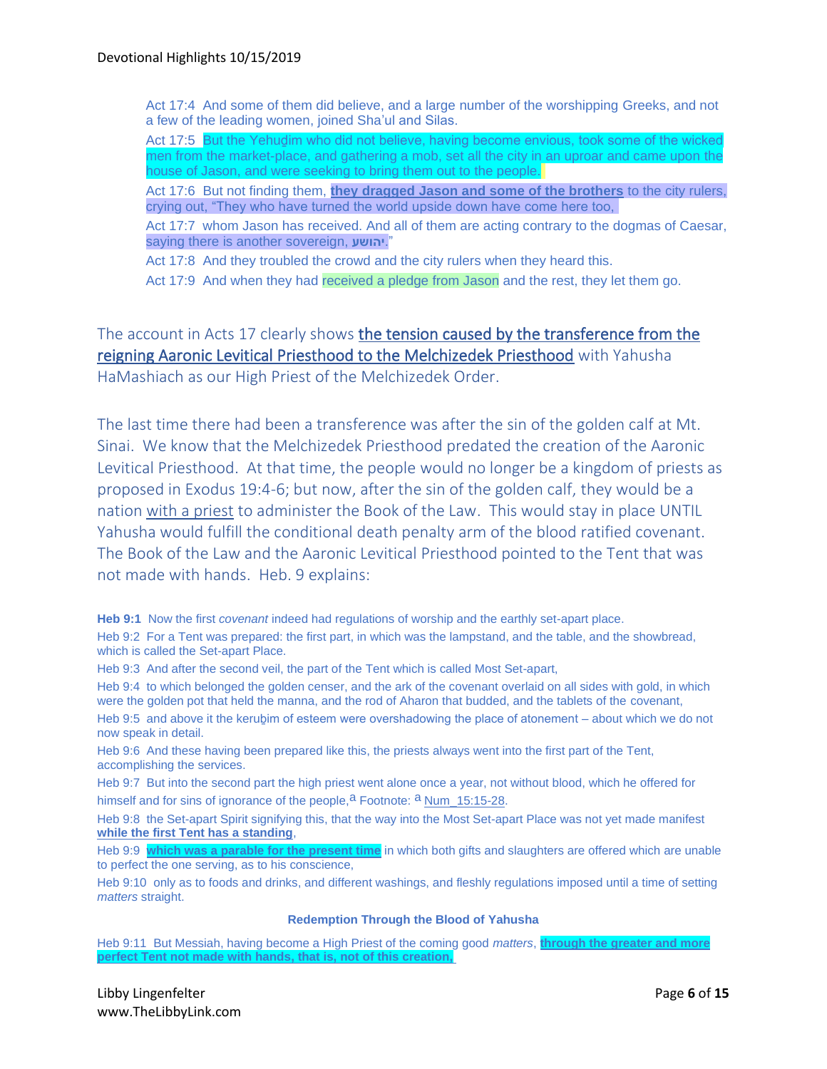Act 17:4 And some of them did believe, and a large number of the worshipping Greeks, and not a few of the leading women, joined Sha'ul and Silas.

Act 17:5 But the Yehuḏim who did not believe, having become envious, took some of the wicked men from the market-place, and gathering a mob, set all the city in an uproar and came upon the house of Jason, and were seeking to bring them out to the people.

Act 17:6 But not finding them, **they dragged Jason and some of the brothers** to the city rulers, crying out, "They who have turned the world upside down have come here too,

Act 17:7 whom Jason has received. And all of them are acting contrary to the dogmas of Caesar, saying there is another sovereign, **יהושע**."

Act 17:8 And they troubled the crowd and the city rulers when they heard this.

Act 17:9 And when they had received a pledge from Jason and the rest, they let them go.

The account in Acts 17 clearly shows the tension caused by the transference from the reigning Aaronic Levitical Priesthood to the Melchizedek Priesthood with Yahusha HaMashiach as our High Priest of the Melchizedek Order.

The last time there had been a transference was after the sin of the golden calf at Mt. Sinai. We know that the Melchizedek Priesthood predated the creation of the Aaronic Levitical Priesthood. At that time, the people would no longer be a kingdom of priests as proposed in Exodus 19:4-6; but now, after the sin of the golden calf, they would be a nation with a priest to administer the Book of the Law. This would stay in place UNTIL Yahusha would fulfill the conditional death penalty arm of the blood ratified covenant. The Book of the Law and the Aaronic Levitical Priesthood pointed to the Tent that was not made with hands. Heb. 9 explains:

**Heb 9:1** Now the first *covenant* indeed had regulations of worship and the earthly set-apart place.

Heb 9:2 For a Tent was prepared: the first part, in which was the lampstand, and the table, and the showbread, which is called the Set-apart Place.

Heb 9:3 And after the second veil, the part of the Tent which is called Most Set-apart,

Heb 9:4 to which belonged the golden censer, and the ark of the covenant overlaid on all sides with gold, in which were the golden pot that held the manna, and the rod of Aharon that budded, and the tablets of the covenant,

Heb 9:5 and above it the keruḇim of esteem were overshadowing the place of atonement – about which we do not now speak in detail.

Heb 9:6 And these having been prepared like this, the priests always went into the first part of the Tent, accomplishing the services.

Heb 9:7 But into the second part the high priest went alone once a year, not without blood, which he offered for himself and for sins of ignorance of the people,[a] Footnote: [a] Num_15:15-28.

Heb 9:8 the Set-apart Spirit signifying this, that the way into the Most Set-apart Place was not yet made manifest **while the first Tent has a standing**,

Heb 9:9 **which was a parable for the present time** in which both gifts and slaughters are offered which are unable to perfect the one serving, as to his conscience,

Heb 9:10 only as to foods and drinks, and different washings, and fleshly regulations imposed until a time of setting *matters* straight.

**Redemption Through the Blood of Yahusha**

Heb 9:11 But Messiah, having become a High Priest of the coming good *matters*, **through the greater and more perfect Tent not made with hands, that is, not of this creation,**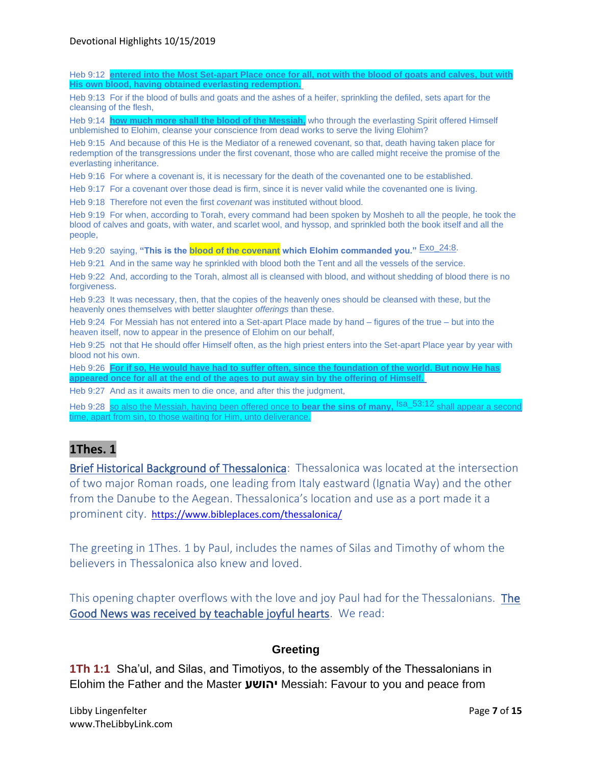Heb 9:12 **entered into the Most Set-apart Place once for all, not with the blood of goats and calves, but with His own blood, having obtained everlasting redemption.**

Heb 9:13 For if the blood of bulls and goats and the ashes of a heifer, sprinkling the defiled, sets apart for the cleansing of the flesh,

Heb 9:14 **how much more shall the blood of the Messiah,** who through the everlasting Spirit offered Himself unblemished to Elohim, cleanse your conscience from dead works to serve the living Elohim?

Heb 9:15 And because of this He is the Mediator of a renewed covenant, so that, death having taken place for redemption of the transgressions under the first covenant, those who are called might receive the promise of the everlasting inheritance.

Heb 9:16 For where a covenant is, it is necessary for the death of the covenanted one to be established.

Heb 9:17 For a covenant over those dead is firm, since it is never valid while the covenanted one is living.

Heb 9:18 Therefore not even the first *covenant* was instituted without blood.

Heb 9:19 For when, according to Torah, every command had been spoken by Mosheh to all the people, he took the blood of calves and goats, with water, and scarlet wool, and hyssop, and sprinkled both the book itself and all the people,

Heb 9:20 saying, **"This is the blood of the covenant which Elohim commanded you."** Exo_24:8.

Heb 9:21 And in the same way he sprinkled with blood both the Tent and all the vessels of the service.

Heb 9:22 And, according to the Torah, almost all is cleansed with blood, and without shedding of blood there is no forgiveness.

Heb 9:23 It was necessary, then, that the copies of the heavenly ones should be cleansed with these, but the heavenly ones themselves with better slaughter *offerings* than these.

Heb 9:24 For Messiah has not entered into a Set-apart Place made by hand – figures of the true – but into the heaven itself, now to appear in the presence of Elohim on our behalf,

Heb 9:25 not that He should offer Himself often, as the high priest enters into the Set-apart Place year by year with blood not his own.

Heb 9:26 **For if so, He would have had to suffer often, since the foundation of the world. But now He has appeared once for all at the end of the ages to put away sin by the offering of Himself.**

Heb 9:27 And as it awaits men to die once, and after this the judgment,

Heb 9:28 so also the Messiah, having been offered once to **bear the sins of many,** Isa_53:12 shall appear a second time, apart from sin, to those waiting for Him, unto deliverance.

## 1Thes. 1

Brief Historical Background of Thessalonica: Thessalonica was located at the intersection of two major Roman roads, one leading from Italy eastward (Ignatia Way) and the other from the Danube to the Aegean. Thessalonica's location and use as a port made it a prominent city. https://www.bibleplaces.com/thessalonica/

The greeting in 1Thes. 1 by Paul, includes the names of Silas and Timothy of whom the believers in Thessalonica also knew and loved.

This opening chapter overflows with the love and joy Paul had for the Thessalonians. The Good News was received by teachable joyful hearts. We read:

### Greeting

**1Th 1:1** Sha'ul, and Silas, and Timotiyos, to the assembly of the Thessalonians in Elohim the Father and the Master **יהושע** Messiah: Favour to you and peace from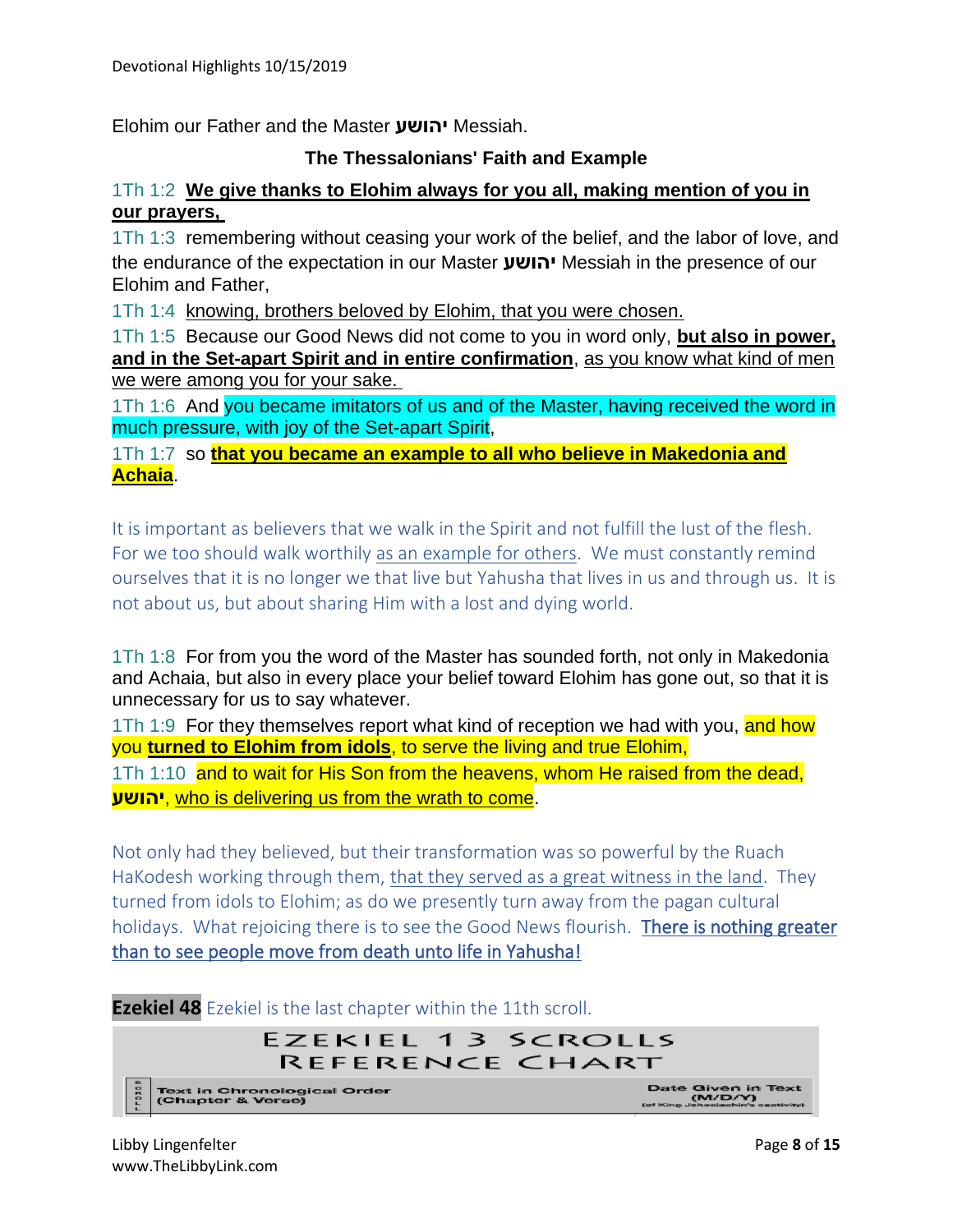Elohim our Father and the Master יהושע Messiah.

**The Thessalonians' Faith and Example**

1Th 1:2 **We give thanks to Elohim always for you all, making mention of you in our prayers,**

1Th 1:3 remembering without ceasing your work of the belief, and the labor of love, and the endurance of the expectation in our Master יהושע Messiah in the presence of our Elohim and Father,

1Th 1:4 knowing, brothers beloved by Elohim, that you were chosen.

1Th 1:5 Because our Good News did not come to you in word only, **but also in power, and in the Set-apart Spirit and in entire confirmation**, as you know what kind of men we were among you for your sake.

1Th 1:6 And you became imitators of us and of the Master, having received the word in much pressure, with joy of the Set-apart Spirit,

1Th 1:7 so **that you became an example to all who believe in Makedonia and Achaia**.

It is important as believers that we walk in the Spirit and not fulfill the lust of the flesh. For we too should walk worthily as an example for others. We must constantly remind ourselves that it is no longer we that live but Yahusha that lives in us and through us. It is not about us, but about sharing Him with a lost and dying world.

1Th 1:8 For from you the word of the Master has sounded forth, not only in Makedonia and Achaia, but also in every place your belief toward Elohim has gone out, so that it is unnecessary for us to say whatever.

1Th 1:9 For they themselves report what kind of reception we had with you, and how you **turned to Elohim from idols**, to serve the living and true Elohim,

1Th 1:10 and to wait for His Son from the heavens, whom He raised from the dead, **יהושע**, who is delivering us from the wrath to come.

Not only had they believed, but their transformation was so powerful by the Ruach HaKodesh working through them, that they served as a great witness in the land. They turned from idols to Elohim; as do we presently turn away from the pagan cultural holidays. What rejoicing there is to see the Good News flourish. There is nothing greater than to see people move from death unto life in Yahusha!

**Ezekiel 48** Ezekiel is the last chapter within the 11th scroll.

EZEKIEL 13 SCROLLS REFERENCE CHART

| Order | Text in Chronological Order (Chapter & Verse) | Date Given in Text (M/D/Y) (of King Jehoiachin's captivity) |
|---|---|---|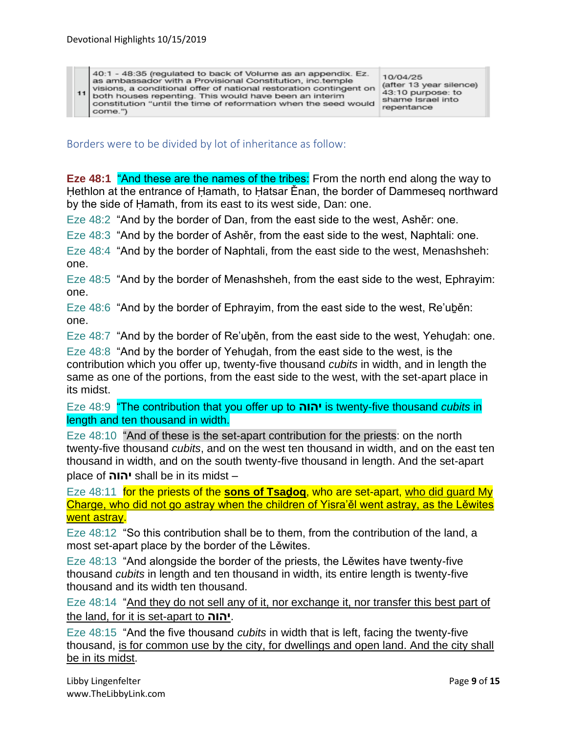| 11 | 40:1 - 48:35 (regulated to back of Volume as an appendix. Ez. as ambassador with a Provisional Constitution, inc.temple visions, a conditional offer of national restoration contingent on both houses repenting. This would have been an interim constitution "until the time of reformation when the seed would come.") | 10/04/25 (after 13 year silence) 43:10 purpose: to shame Israel into repentance |
|---|---|---|

Borders were to be divided by lot of inheritance as follow:

**Eze 48:1** "And these are the names of the tribes: From the north end along the way to Ḥethlon at the entrance of Ḥamath, to Ḥatsar Ěnan, the border of Dammeseq northward by the side of Ḥamath, from its east to its west side, Dan: one.

Eze 48:2 "And by the border of Dan, from the east side to the west, Ashěr: one.

Eze 48:3 "And by the border of Ashěr, from the east side to the west, Naphtali: one.

Eze 48:4 "And by the border of Naphtali, from the east side to the west, Menashsheh: one.

Eze 48:5 "And by the border of Menashsheh, from the east side to the west, Ephrayim: one.

Eze 48:6 "And by the border of Ephrayim, from the east side to the west, Re'uḇěn: one.

Eze 48:7 "And by the border of Re'uḇěn, from the east side to the west, Yehuḏah: one.

Eze 48:8 "And by the border of Yehuḏah, from the east side to the west, is the contribution which you offer up, twenty-five thousand *cubits* in width, and in length the same as one of the portions, from the east side to the west, with the set-apart place in its midst.

Eze 48:9 "The contribution that you offer up to **יהוה** is twenty-five thousand *cubits* in length and ten thousand in width.

Eze 48:10 "And of these is the set-apart contribution for the priests: on the north twenty-five thousand *cubits*, and on the west ten thousand in width, and on the east ten thousand in width, and on the south twenty-five thousand in length. And the set-apart place of **יהוה** shall be in its midst –

Eze 48:11 for the priests of the **sons of Tsaḏoq**, who are set-apart, who did guard My Charge, who did not go astray when the children of Yisra'ěl went astray, as the Lěwites went astray.

Eze 48:12 "So this contribution shall be to them, from the contribution of the land, a most set-apart place by the border of the Lěwites.

Eze 48:13 "And alongside the border of the priests, the Lěwites have twenty-five thousand *cubits* in length and ten thousand in width, its entire length is twenty-five thousand and its width ten thousand.

Eze 48:14 "And they do not sell any of it, nor exchange it, nor transfer this best part of the land, for it is set-apart to **יהוה**.

Eze 48:15 "And the five thousand *cubits* in width that is left, facing the twenty-five thousand, is for common use by the city, for dwellings and open land. And the city shall be in its midst.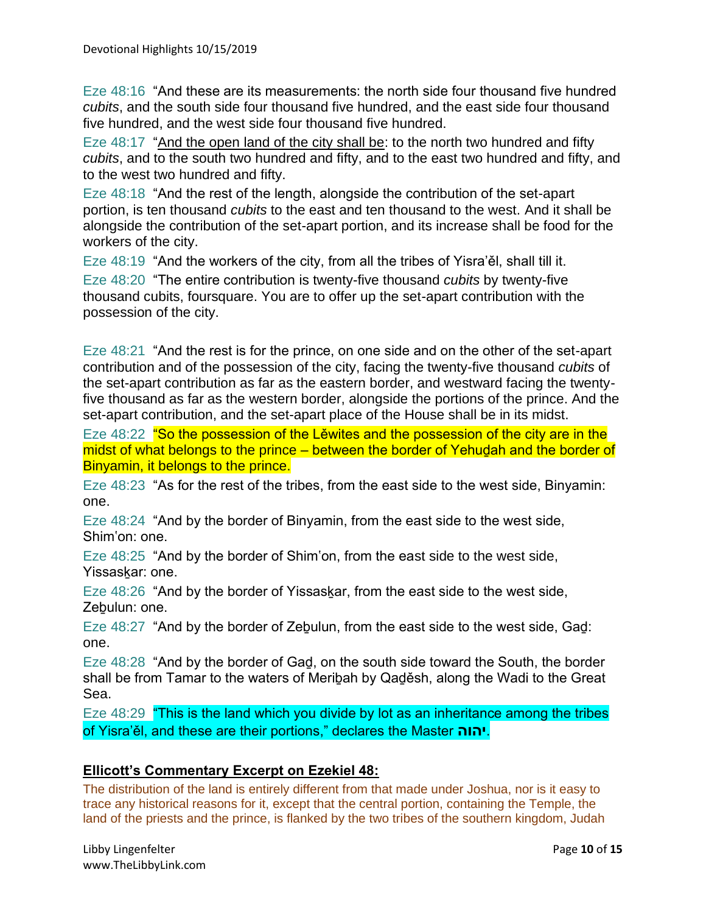Eze 48:16 "And these are its measurements: the north side four thousand five hundred *cubits*, and the south side four thousand five hundred, and the east side four thousand five hundred, and the west side four thousand five hundred.

Eze 48:17 "And the open land of the city shall be: to the north two hundred and fifty *cubits*, and to the south two hundred and fifty, and to the east two hundred and fifty, and to the west two hundred and fifty.

Eze 48:18 "And the rest of the length, alongside the contribution of the set-apart portion, is ten thousand *cubits* to the east and ten thousand to the west. And it shall be alongside the contribution of the set-apart portion, and its increase shall be food for the workers of the city.

Eze 48:19 "And the workers of the city, from all the tribes of Yisra'ěl, shall till it.

Eze 48:20 "The entire contribution is twenty-five thousand *cubits* by twenty-five thousand cubits, foursquare. You are to offer up the set-apart contribution with the possession of the city.

Eze 48:21 "And the rest is for the prince, on one side and on the other of the set-apart contribution and of the possession of the city, facing the twenty-five thousand *cubits* of the set-apart contribution as far as the eastern border, and westward facing the twenty-five thousand as far as the western border, alongside the portions of the prince. And the set-apart contribution, and the set-apart place of the House shall be in its midst.

Eze 48:22 "So the possession of the Lěwites and the possession of the city are in the midst of what belongs to the prince – between the border of Yehuḏah and the border of Binyamin, it belongs to the prince.

Eze 48:23 "As for the rest of the tribes, from the east side to the west side, Binyamin: one.

Eze 48:24 "And by the border of Binyamin, from the east side to the west side, Shim'on: one.

Eze 48:25 "And by the border of Shim'on, from the east side to the west side, Yissasḵar: one.

Eze 48:26 "And by the border of Yissasḵar, from the east side to the west side, Zeḇulun: one.

Eze 48:27 "And by the border of Zeḇulun, from the east side to the west side, Gaḏ: one.

Eze 48:28 "And by the border of Gaḏ, on the south side toward the South, the border shall be from Tamar to the waters of Meriḇah by Qaḏěsh, along the Wadi to the Great Sea.

Eze 48:29 "This is the land which you divide by lot as an inheritance among the tribes of Yisra'ěl, and these are their portions," declares the Master **יהוה**.

## Ellicott's Commentary Excerpt on Ezekiel 48:

The distribution of the land is entirely different from that made under Joshua, nor is it easy to trace any historical reasons for it, except that the central portion, containing the Temple, the land of the priests and the prince, is flanked by the two tribes of the southern kingdom, Judah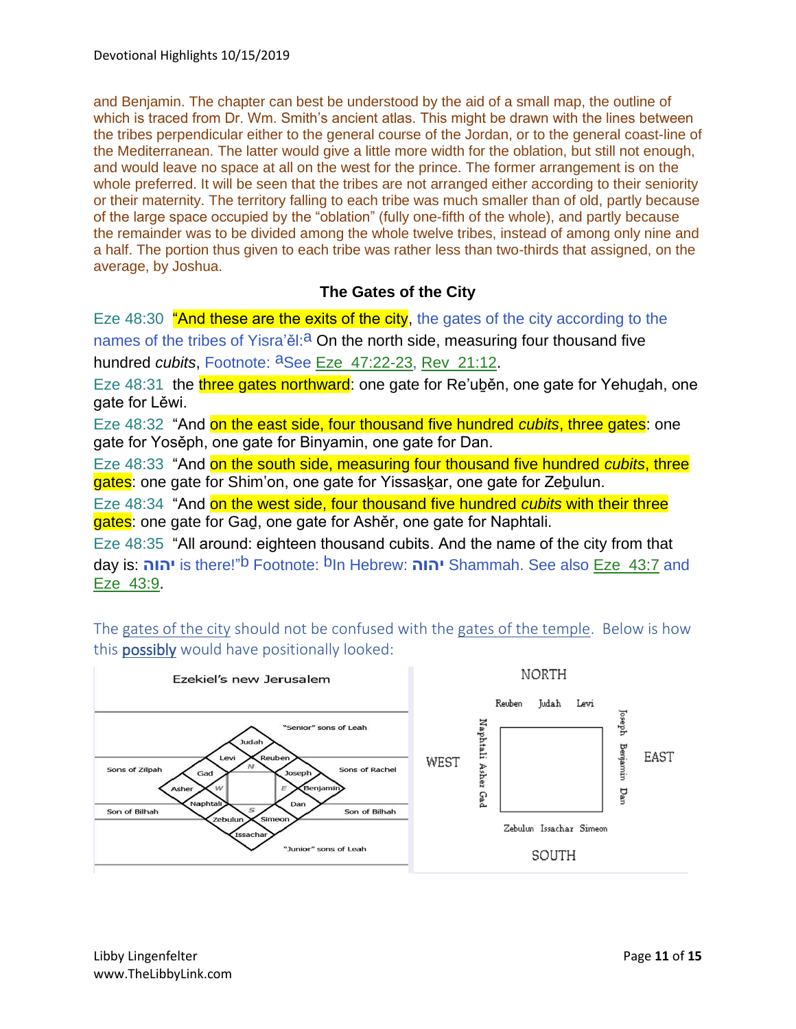and Benjamin. The chapter can best be understood by the aid of a small map, the outline of which is traced from Dr. Wm. Smith's ancient atlas. This might be drawn with the lines between the tribes perpendicular either to the general course of the Jordan, or to the general coast-line of the Mediterranean. The latter would give a little more width for the oblation, but still not enough, and would leave no space at all on the west for the prince. The former arrangement is on the whole preferred. It will be seen that the tribes are not arranged either according to their seniority or their maternity. The territory falling to each tribe was much smaller than of old, partly because of the large space occupied by the "oblation" (fully one-fifth of the whole), and partly because the remainder was to be divided among the whole twelve tribes, instead of among only nine and a half. The portion thus given to each tribe was rather less than two-thirds that assigned, on the average, by Joshua.

### The Gates of the City

Eze 48:30 "And these are the exits of the city, the gates of the city according to the names of the tribes of Yisra'ěl:[a] On the north side, measuring four thousand five hundred *cubits*, Footnote: [a]See Eze 47:22-23, Rev 21:12.

Eze 48:31 the three gates northward: one gate for Re'uḇěn, one gate for Yehuḏah, one gate for Lěwi.

Eze 48:32 "And on the east side, four thousand five hundred *cubits*, three gates: one gate for Yosěph, one gate for Binyamin, one gate for Dan.

Eze 48:33 "And on the south side, measuring four thousand five hundred *cubits*, three gates: one gate for Shim'on, one gate for Yissasḵar, one gate for Zeḇulun.

Eze 48:34 "And on the west side, four thousand five hundred *cubits* with their three gates: one gate for Gaḏ, one gate for Ashěr, one gate for Naphtali.

Eze 48:35 "All around: eighteen thousand cubits. And the name of the city from that day is: יהוה is there!"[b] Footnote: [b]In Hebrew: יהוה Shammah. See also Eze 43:7 and Eze 43:9.

The gates of the city should not be confused with the gates of the temple. Below is how this **possibly** would have positionally looked:

Ezekiel's new Jerusalem

"Senior" sons of Leah — Judah, Levi, Reuben (N)
Sons of Zilpah — Gad, Asher (W)
Sons of Rachel — Joseph, Benjamin (E)
Son of Bilhah — Naphtali
Son of Bilhah — Dan
"Junior" sons of Leah — Zebulun, Issachar, Simeon (S)

NORTH: Reuben, Judah, Levi
WEST: Naphtali, Asher, Gad
EAST: Joseph, Benjamin, Dan
SOUTH: Zebulun, Issachar, Simeon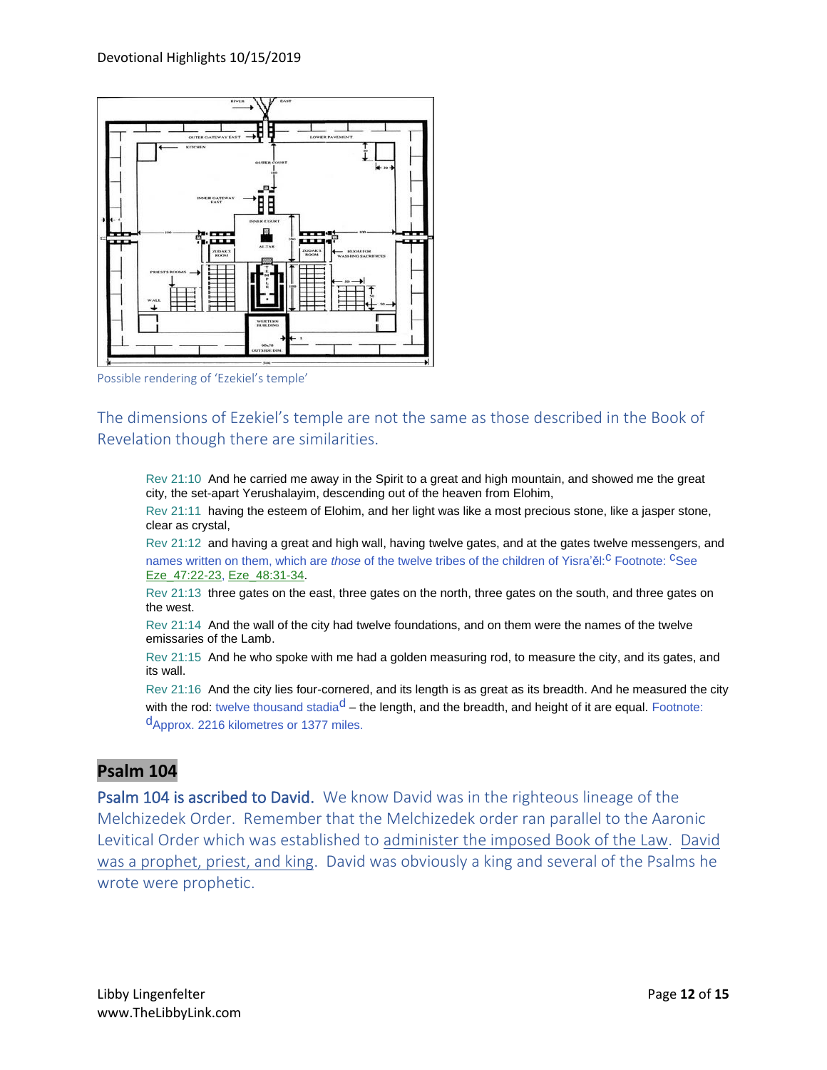Possible rendering of 'Ezekiel's temple'

The dimensions of Ezekiel's temple are not the same as those described in the Book of Revelation though there are similarities.

> Rev 21:10 And he carried me away in the Spirit to a great and high mountain, and showed me the great city, the set-apart Yerushalayim, descending out of the heaven from Elohim,
>
> Rev 21:11 having the esteem of Elohim, and her light was like a most precious stone, like a jasper stone, clear as crystal,
>
> Rev 21:12 and having a great and high wall, having twelve gates, and at the gates twelve messengers, and names written on them, which are *those* of the twelve tribes of the children of Yisra'ěl:[c] Footnote: [c]See Eze_47:22-23, Eze_48:31-34.
>
> Rev 21:13 three gates on the east, three gates on the north, three gates on the south, and three gates on the west.
>
> Rev 21:14 And the wall of the city had twelve foundations, and on them were the names of the twelve emissaries of the Lamb.
>
> Rev 21:15 And he who spoke with me had a golden measuring rod, to measure the city, and its gates, and its wall.
>
> Rev 21:16 And the city lies four-cornered, and its length is as great as its breadth. And he measured the city with the rod: twelve thousand stadia[d] – the length, and the breadth, and height of it are equal. Footnote: [d]Approx. 2216 kilometres or 1377 miles.

## Psalm 104

Psalm 104 is ascribed to David. We know David was in the righteous lineage of the Melchizedek Order. Remember that the Melchizedek order ran parallel to the Aaronic Levitical Order which was established to administer the imposed Book of the Law. David was a prophet, priest, and king. David was obviously a king and several of the Psalms he wrote were prophetic.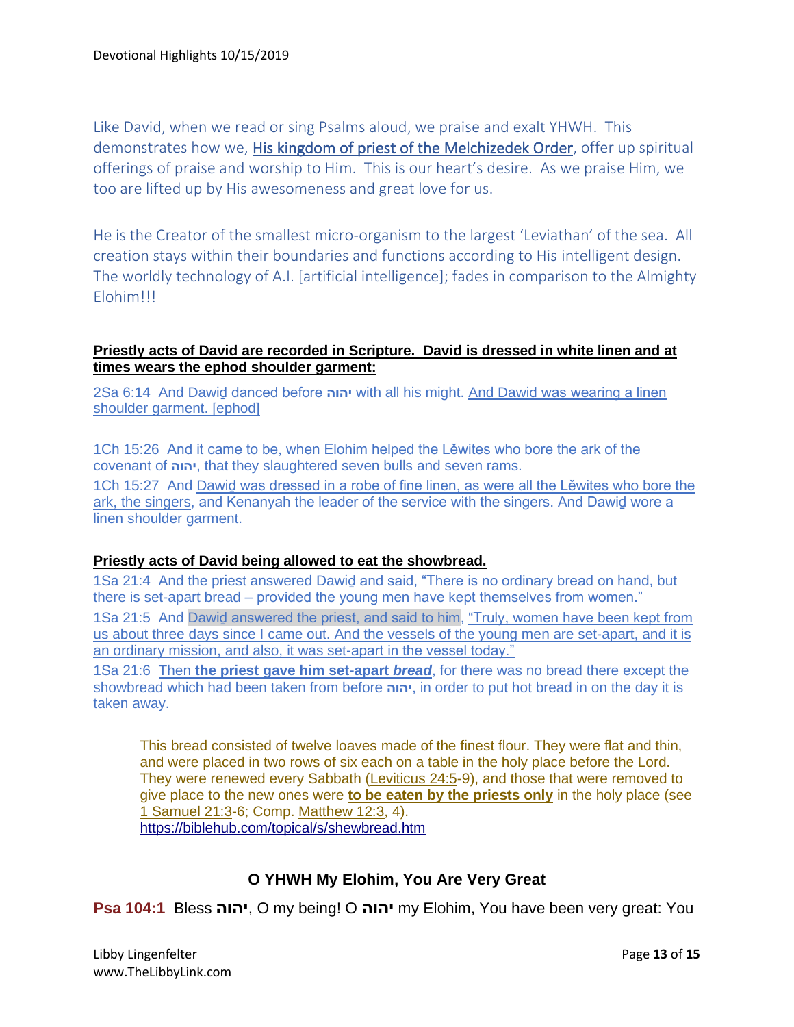Like David, when we read or sing Psalms aloud, we praise and exalt YHWH. This demonstrates how we, His kingdom of priest of the Melchizedek Order, offer up spiritual offerings of praise and worship to Him. This is our heart's desire. As we praise Him, we too are lifted up by His awesomeness and great love for us.

He is the Creator of the smallest micro-organism to the largest 'Leviathan' of the sea. All creation stays within their boundaries and functions according to His intelligent design. The worldly technology of A.I. [artificial intelligence]; fades in comparison to the Almighty Elohim!!!

**Priestly acts of David are recorded in Scripture. David is dressed in white linen and at times wears the ephod shoulder garment:**

2Sa 6:14 And Dawiḏ danced before **יהוה** with all his might. And Dawiḏ was wearing a linen shoulder garment. [ephod]

1Ch 15:26 And it came to be, when Elohim helped the Lěwites who bore the ark of the covenant of **יהוה**, that they slaughtered seven bulls and seven rams.

1Ch 15:27 And Dawiḏ was dressed in a robe of fine linen, as were all the Lěwites who bore the ark, the singers, and Kenanyah the leader of the service with the singers. And Dawiḏ wore a linen shoulder garment.

**Priestly acts of David being allowed to eat the showbread.**

1Sa 21:4 And the priest answered Dawiḏ and said, "There is no ordinary bread on hand, but there is set-apart bread – provided the young men have kept themselves from women."

1Sa 21:5 And Dawiḏ answered the priest, and said to him, "Truly, women have been kept from us about three days since I came out. And the vessels of the young men are set-apart, and it is an ordinary mission, and also, it was set-apart in the vessel today."

1Sa 21:6 Then **the priest gave him set-apart *bread***, for there was no bread there except the showbread which had been taken from before **יהוה**, in order to put hot bread in on the day it is taken away.

> This bread consisted of twelve loaves made of the finest flour. They were flat and thin, and were placed in two rows of six each on a table in the holy place before the Lord. They were renewed every Sabbath (Leviticus 24:5-9), and those that were removed to give place to the new ones were **to be eaten by the priests only** in the holy place (see 1 Samuel 21:3-6; Comp. Matthew 12:3, 4).
> https://biblehub.com/topical/s/shewbread.htm

### O YHWH My Elohim, You Are Very Great

**Psa 104:1** Bless **יהוה**, O my being! O **יהוה** my Elohim, You have been very great: You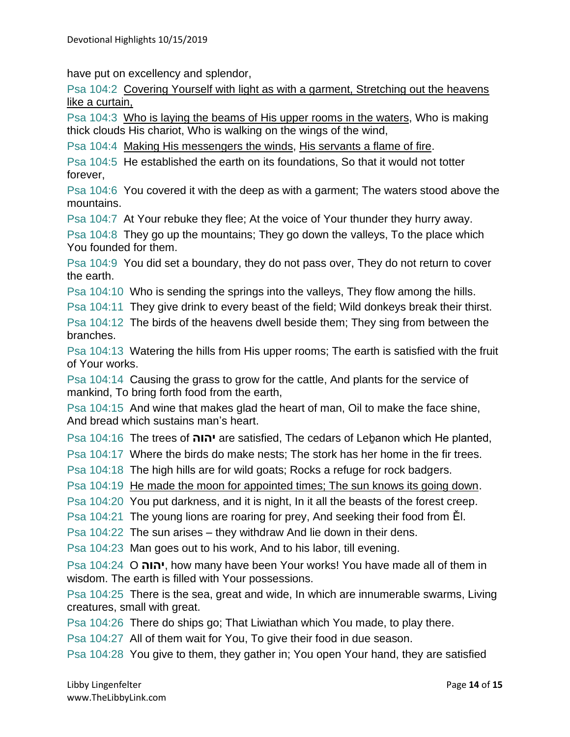have put on excellency and splendor,

Psa 104:2 <u>Covering Yourself with light as with a garment, Stretching out the heavens like a curtain,</u>

Psa 104:3 <u>Who is laying the beams of His upper rooms in the waters</u>, Who is making thick clouds His chariot, Who is walking on the wings of the wind,

Psa 104:4 <u>Making His messengers the winds</u>, <u>His servants a flame of fire</u>.

Psa 104:5 He established the earth on its foundations, So that it would not totter forever,

Psa 104:6 You covered it with the deep as with a garment; The waters stood above the mountains.

Psa 104:7 At Your rebuke they flee; At the voice of Your thunder they hurry away.

Psa 104:8 They go up the mountains; They go down the valleys, To the place which You founded for them.

Psa 104:9 You did set a boundary, they do not pass over, They do not return to cover the earth.

Psa 104:10 Who is sending the springs into the valleys, They flow among the hills.

Psa 104:11 They give drink to every beast of the field; Wild donkeys break their thirst.

Psa 104:12 The birds of the heavens dwell beside them; They sing from between the branches.

Psa 104:13 Watering the hills from His upper rooms; The earth is satisfied with the fruit of Your works.

Psa 104:14 Causing the grass to grow for the cattle, And plants for the service of mankind, To bring forth food from the earth,

Psa 104:15 And wine that makes glad the heart of man, Oil to make the face shine, And bread which sustains man's heart.

Psa 104:16 The trees of **יהוה** are satisfied, The cedars of Leḇanon which He planted,

Psa 104:17 Where the birds do make nests; The stork has her home in the fir trees.

Psa 104:18 The high hills are for wild goats; Rocks a refuge for rock badgers.

Psa 104:19 <u>He made the moon for appointed times; The sun knows its going down</u>.

Psa 104:20 You put darkness, and it is night, In it all the beasts of the forest creep.

Psa 104:21 The young lions are roaring for prey, And seeking their food from Ěl.

Psa 104:22 The sun arises – they withdraw And lie down in their dens.

Psa 104:23 Man goes out to his work, And to his labor, till evening.

Psa 104:24 O **יהוה**, how many have been Your works! You have made all of them in wisdom. The earth is filled with Your possessions.

Psa 104:25 There is the sea, great and wide, In which are innumerable swarms, Living creatures, small with great.

Psa 104:26 There do ships go; That Liwiathan which You made, to play there.

Psa 104:27 All of them wait for You, To give their food in due season.

Psa 104:28 You give to them, they gather in; You open Your hand, they are satisfied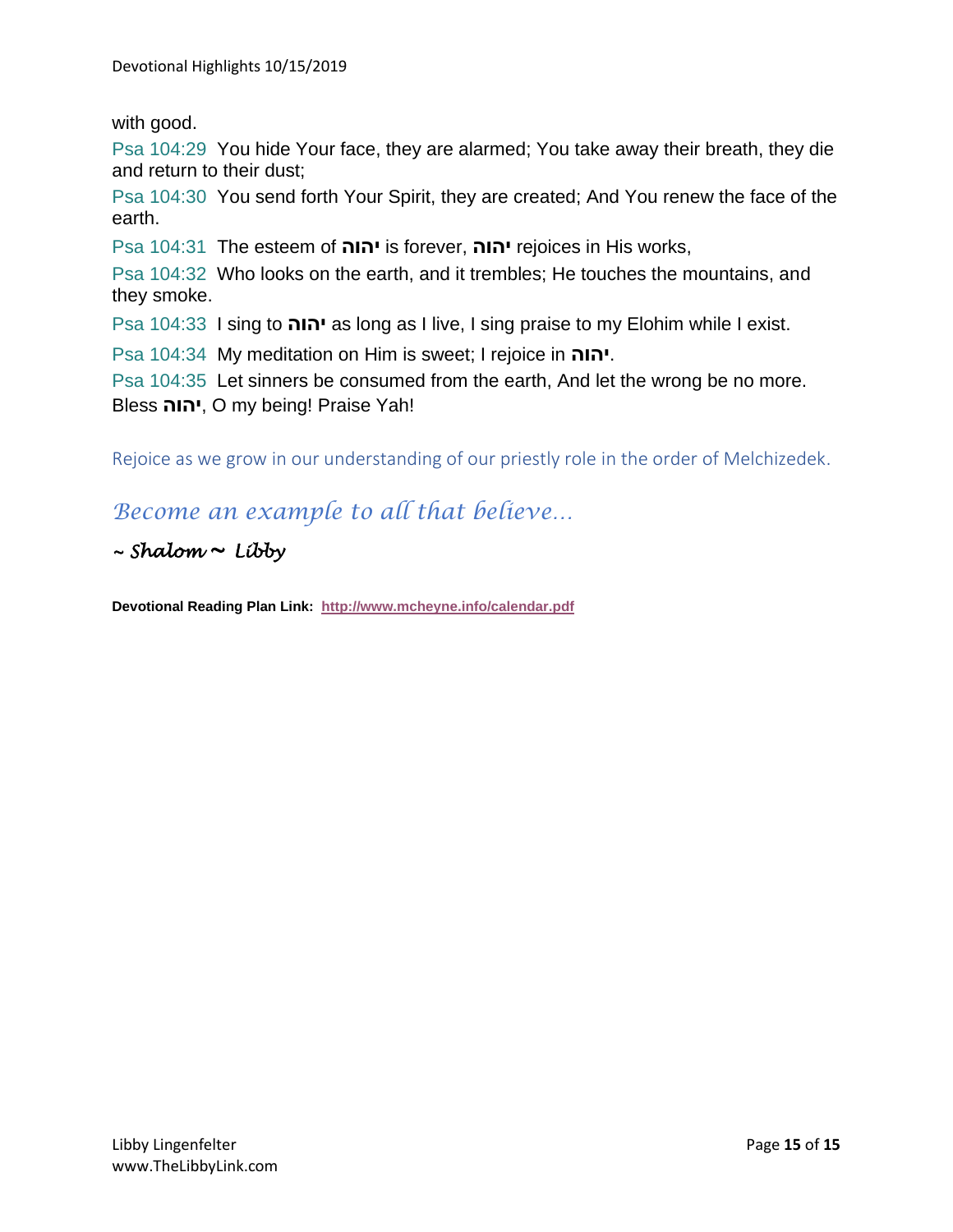with good.

Psa 104:29 You hide Your face, they are alarmed; You take away their breath, they die and return to their dust;

Psa 104:30 You send forth Your Spirit, they are created; And You renew the face of the earth.

Psa 104:31 The esteem of **יהוה** is forever, **יהוה** rejoices in His works,

Psa 104:32 Who looks on the earth, and it trembles; He touches the mountains, and they smoke.

Psa 104:33 I sing to **יהוה** as long as I live, I sing praise to my Elohim while I exist.

Psa 104:34 My meditation on Him is sweet; I rejoice in **יהוה**.

Psa 104:35 Let sinners be consumed from the earth, And let the wrong be no more. Bless **יהוה**, O my being! Praise Yah!

Rejoice as we grow in our understanding of our priestly role in the order of Melchizedek.

*Become an example to all that believe…*

*~ Shalom ~ Libby*

**Devotional Reading Plan Link: http://www.mcheyne.info/calendar.pdf**